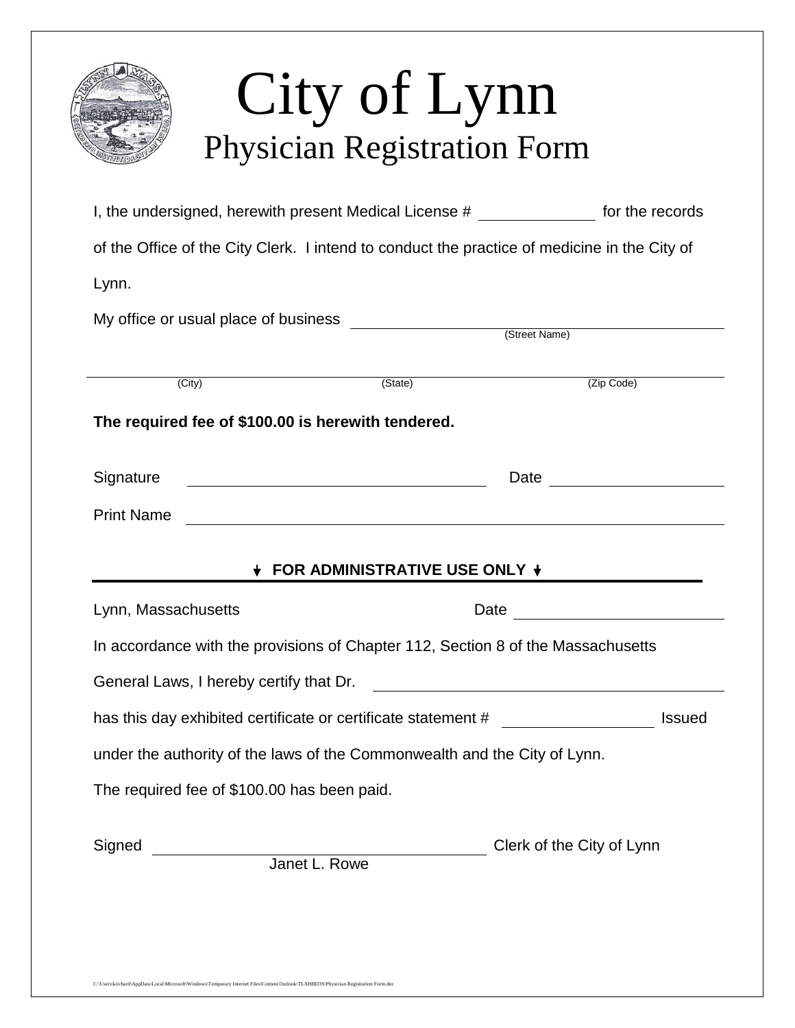# City of Lynn

## Physician Registration Form

I, the undersigned, herewith present Medical License # ____________ for the records of the Office of the City Clerk. I intend to conduct the practice of medicine in the City of Lynn.

My office or usual place of business ________________________________________
(Street Name)

________________________________________
(City) (State) (Zip Code)

**The required fee of $100.00 is herewith tendered.**

Signature ______________________________ Date ____________________

Print Name ________________________________________

**FOR ADMINISTRATIVE USE ONLY**

Lynn, Massachusetts Date ____________________

In accordance with the provisions of Chapter 112, Section 8 of the Massachusetts General Laws, I hereby certify that Dr. ________________________________

has this day exhibited certificate or certificate statement # ______________ Issued under the authority of the laws of the Commonwealth and the City of Lynn.

The required fee of $100.00 has been paid.

Signed ______________________________ Clerk of the City of Lynn
Janet L. Rowe

C:\Users\krichard\AppData\Local\Microsoft\Windows\Temporary Internet Files\Content.Outlook\TLXHBD3S\Physician Registration Form.doc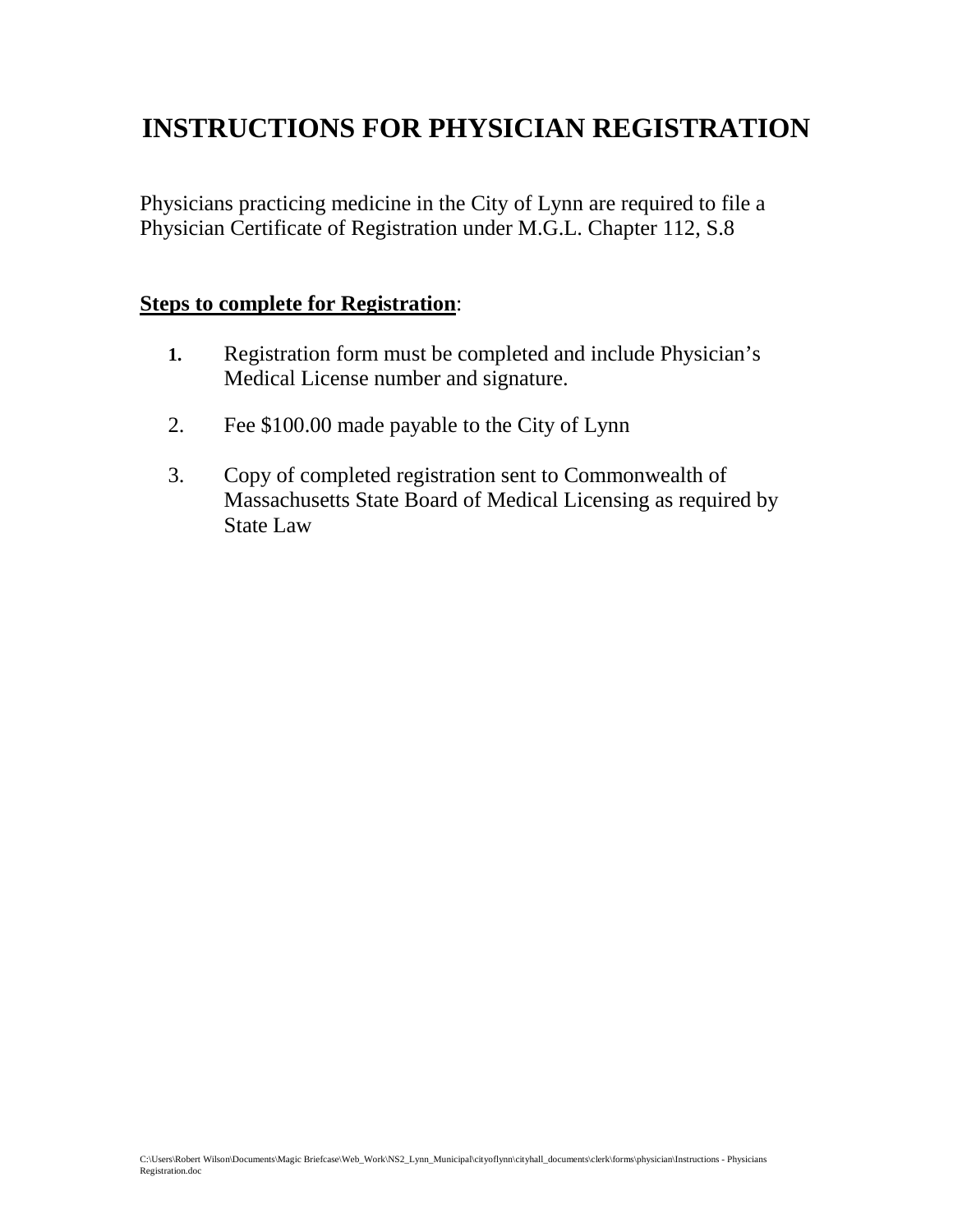# INSTRUCTIONS FOR PHYSICIAN REGISTRATION

Physicians practicing medicine in the City of Lynn are required to file a Physician Certificate of Registration under M.G.L. Chapter 112, S.8

**Steps to complete for Registration**:

1. Registration form must be completed and include Physician's Medical License number and signature.
2. Fee $100.00 made payable to the City of Lynn
3. Copy of completed registration sent to Commonwealth of Massachusetts State Board of Medical Licensing as required by State Law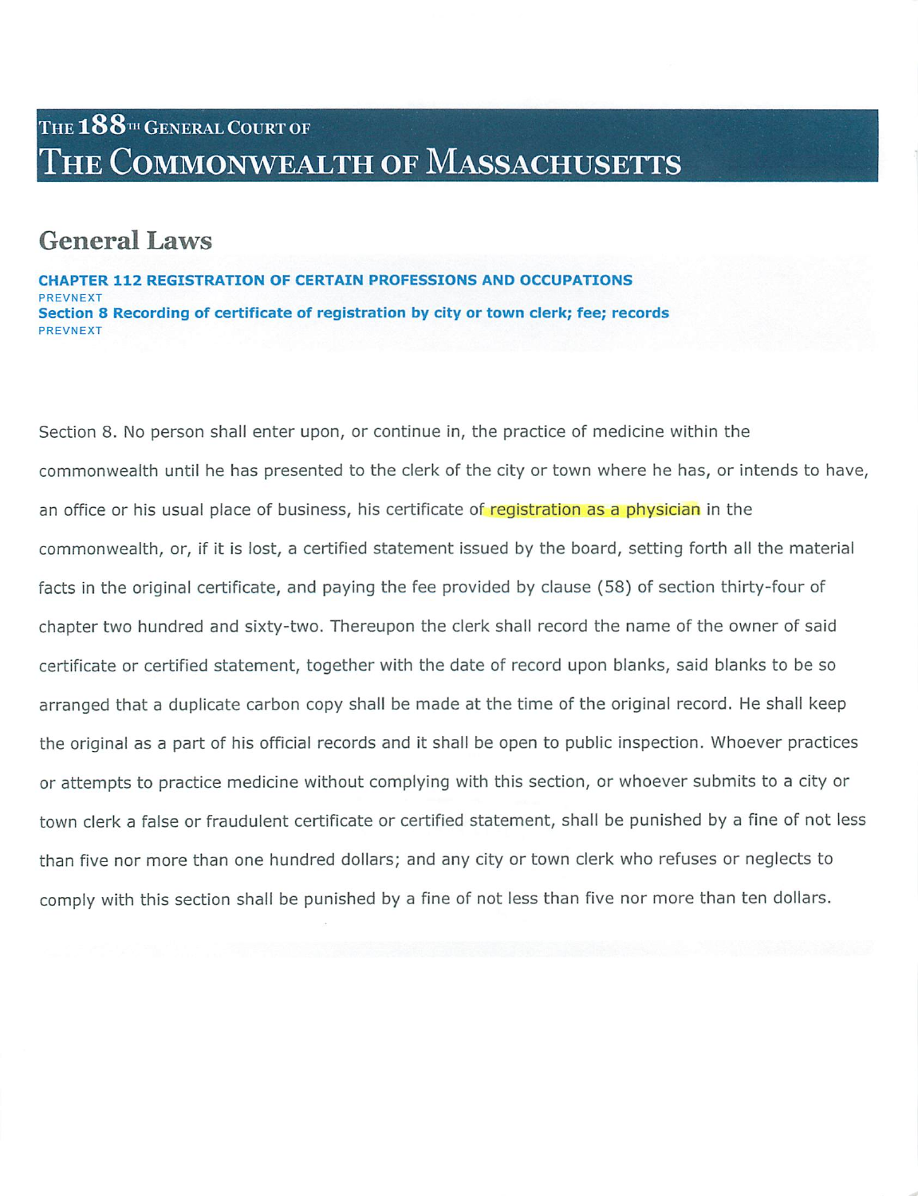# The 188th General Court of The Commonwealth of Massachusetts

## General Laws

**CHAPTER 112 REGISTRATION OF CERTAIN PROFESSIONS AND OCCUPATIONS**

PREVNEXT

**Section 8 Recording of certificate of registration by city or town clerk; fee; records**

PREVNEXT

Section 8. No person shall enter upon, or continue in, the practice of medicine within the commonwealth until he has presented to the clerk of the city or town where he has, or intends to have, an office or his usual place of business, his certificate of registration as a physician in the commonwealth, or, if it is lost, a certified statement issued by the board, setting forth all the material facts in the original certificate, and paying the fee provided by clause (58) of section thirty-four of chapter two hundred and sixty-two. Thereupon the clerk shall record the name of the owner of said certificate or certified statement, together with the date of record upon blanks, said blanks to be so arranged that a duplicate carbon copy shall be made at the time of the original record. He shall keep the original as a part of his official records and it shall be open to public inspection. Whoever practices or attempts to practice medicine without complying with this section, or whoever submits to a city or town clerk a false or fraudulent certificate or certified statement, shall be punished by a fine of not less than five nor more than one hundred dollars; and any city or town clerk who refuses or neglects to comply with this section shall be punished by a fine of not less than five nor more than ten dollars.